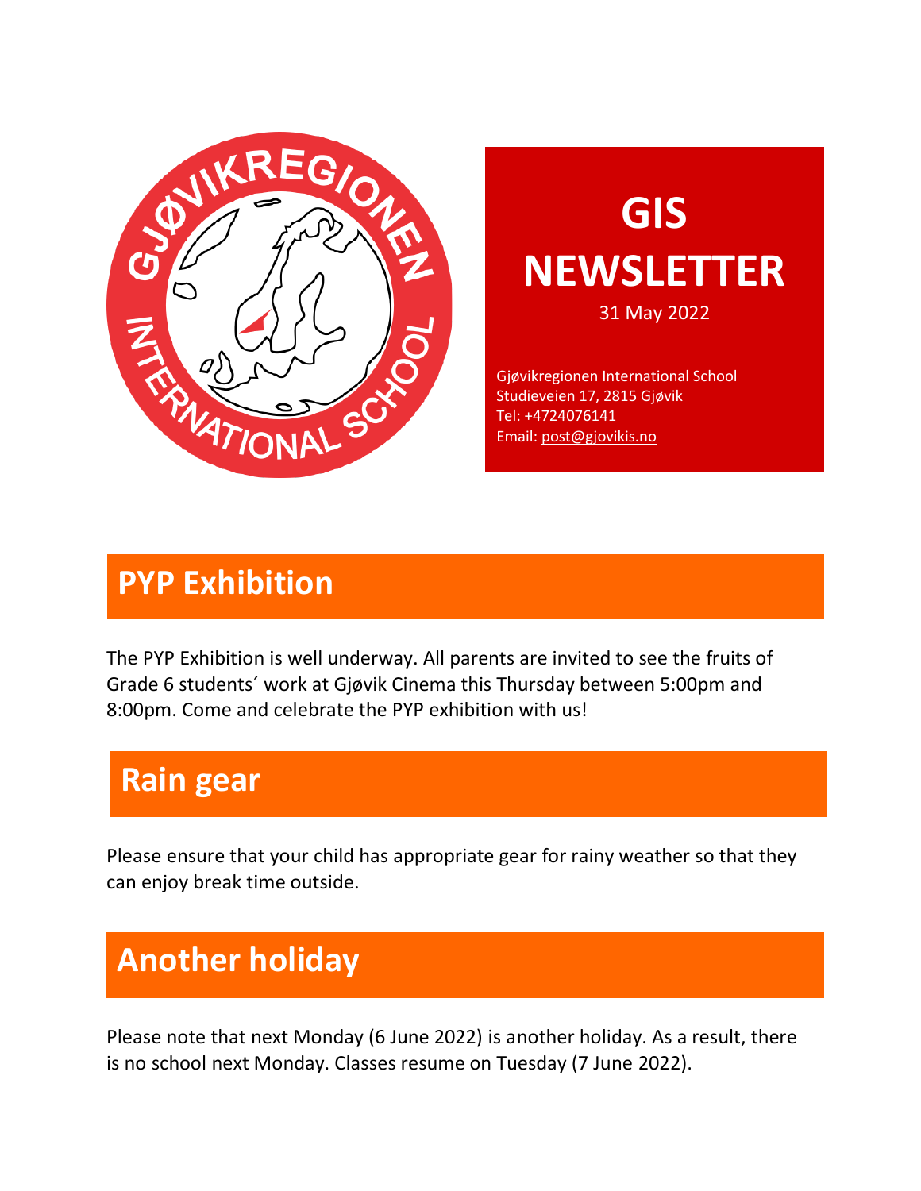# GIS NEWSLETTER

31 May 2022

Gjøvikregionen International School
Studieveien 17, 2815 Gjøvik
Tel: +4724076141
Email: post@gjovikis.no

## PYP Exhibition

The PYP Exhibition is well underway. All parents are invited to see the fruits of Grade 6 students´ work at Gjøvik Cinema this Thursday between 5:00pm and 8:00pm. Come and celebrate the PYP exhibition with us!

## Rain gear

Please ensure that your child has appropriate gear for rainy weather so that they can enjoy break time outside.

## Another holiday

Please note that next Monday (6 June 2022) is another holiday. As a result, there is no school next Monday. Classes resume on Tuesday (7 June 2022).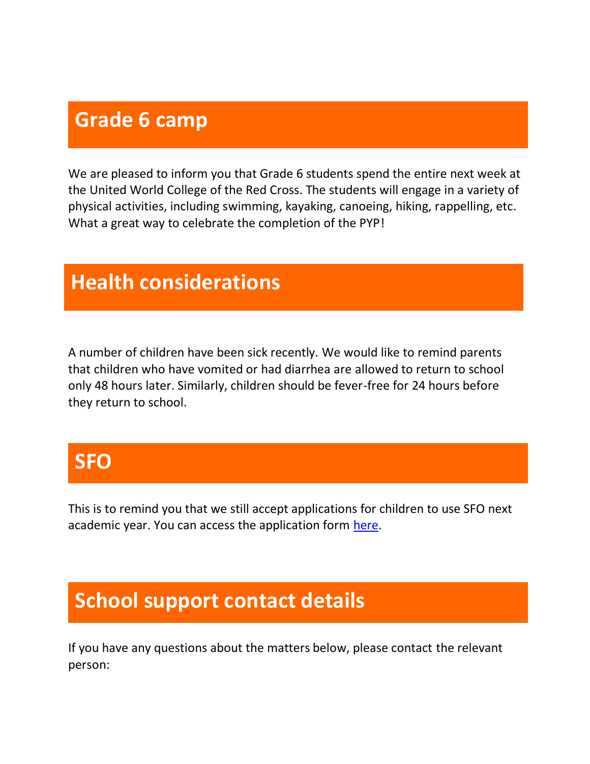## Grade 6 camp

We are pleased to inform you that Grade 6 students spend the entire next week at the United World College of the Red Cross. The students will engage in a variety of physical activities, including swimming, kayaking, canoeing, hiking, rappelling, etc. What a great way to celebrate the completion of the PYP!

## Health considerations

A number of children have been sick recently. We would like to remind parents that children who have vomited or had diarrhea are allowed to return to school only 48 hours later. Similarly, children should be fever-free for 24 hours before they return to school.

## SFO

This is to remind you that we still accept applications for children to use SFO next academic year. You can access the application form here.

## School support contact details

If you have any questions about the matters below, please contact the relevant person: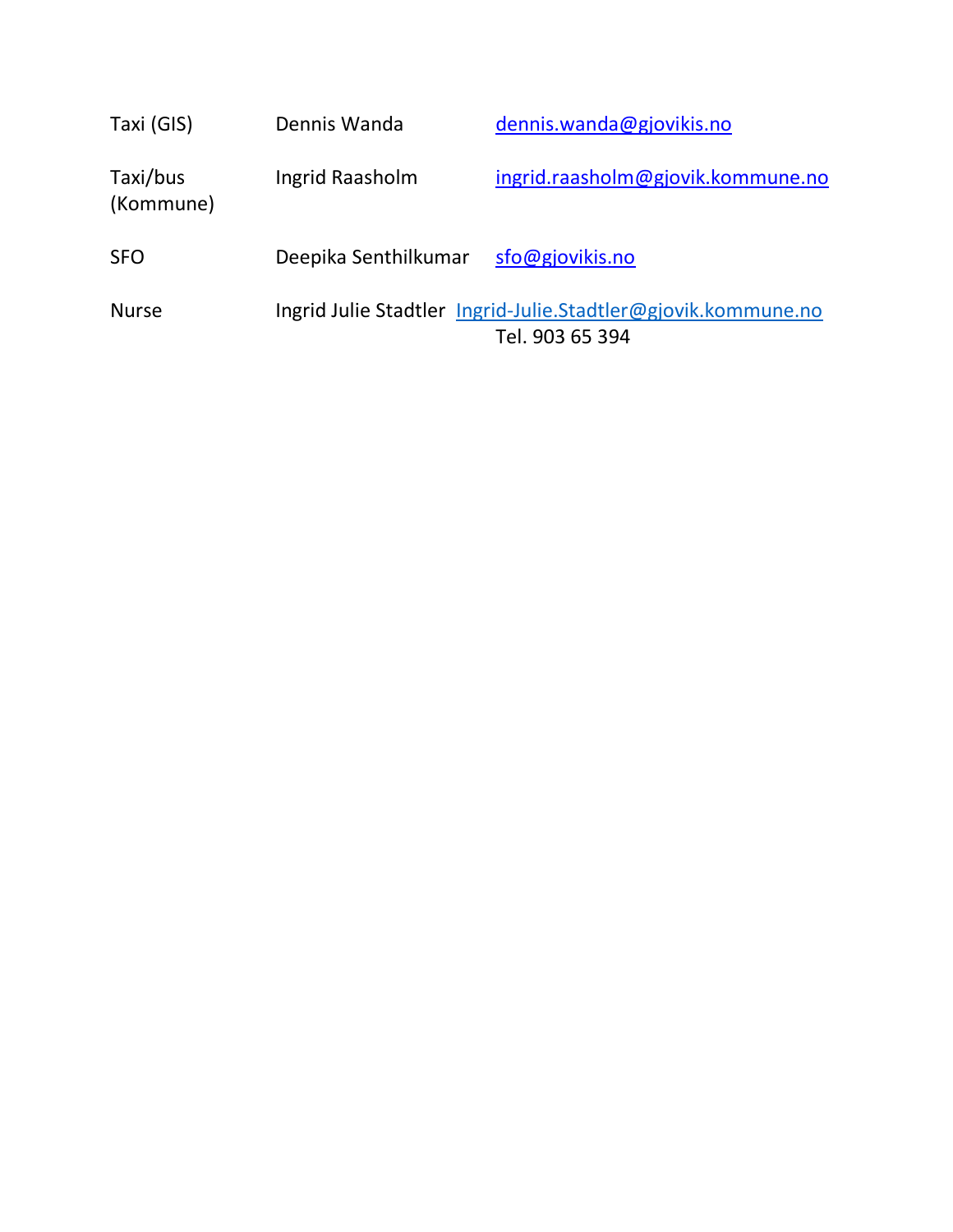| | | |
|---|---|---|
| Taxi (GIS) | Dennis Wanda | dennis.wanda@gjovikis.no |
| Taxi/bus (Kommune) | Ingrid Raasholm | ingrid.raasholm@gjovik.kommune.no |
| SFO | Deepika Senthilkumar | sfo@gjovikis.no |
| Nurse | Ingrid Julie Stadtler | Ingrid-Julie.Stadtler@gjovik.kommune.no<br>Tel. 903 65 394 |